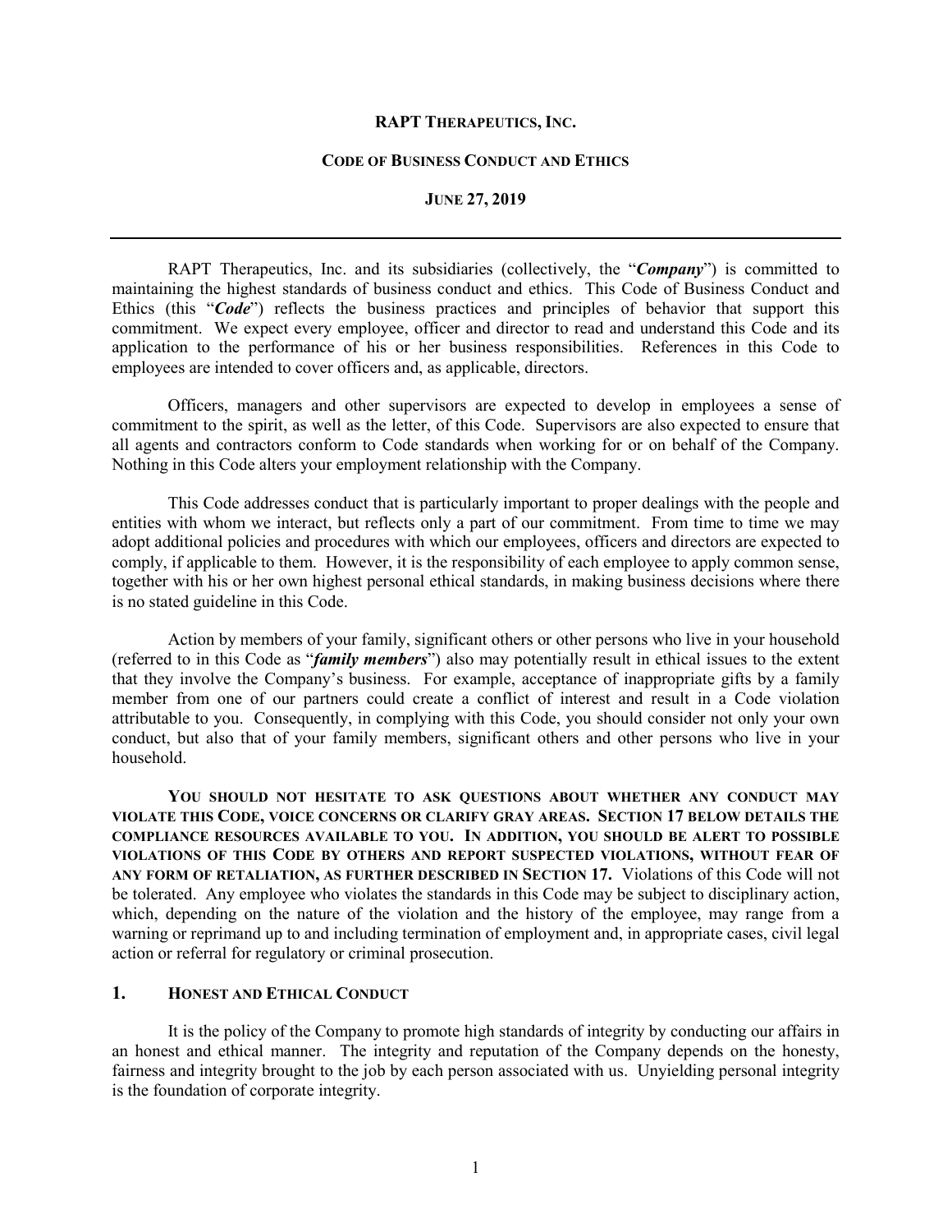# RAPT THERAPEUTICS, INC.

## CODE OF BUSINESS CONDUCT AND ETHICS

### JUNE 27, 2019

---

RAPT Therapeutics, Inc. and its subsidiaries (collectively, the "***Company***") is committed to maintaining the highest standards of business conduct and ethics. This Code of Business Conduct and Ethics (this "***Code***") reflects the business practices and principles of behavior that support this commitment. We expect every employee, officer and director to read and understand this Code and its application to the performance of his or her business responsibilities. References in this Code to employees are intended to cover officers and, as applicable, directors.

Officers, managers and other supervisors are expected to develop in employees a sense of commitment to the spirit, as well as the letter, of this Code. Supervisors are also expected to ensure that all agents and contractors conform to Code standards when working for or on behalf of the Company. Nothing in this Code alters your employment relationship with the Company.

This Code addresses conduct that is particularly important to proper dealings with the people and entities with whom we interact, but reflects only a part of our commitment. From time to time we may adopt additional policies and procedures with which our employees, officers and directors are expected to comply, if applicable to them. However, it is the responsibility of each employee to apply common sense, together with his or her own highest personal ethical standards, in making business decisions where there is no stated guideline in this Code.

Action by members of your family, significant others or other persons who live in your household (referred to in this Code as "***family members***") also may potentially result in ethical issues to the extent that they involve the Company's business. For example, acceptance of inappropriate gifts by a family member from one of our partners could create a conflict of interest and result in a Code violation attributable to you. Consequently, in complying with this Code, you should consider not only your own conduct, but also that of your family members, significant others and other persons who live in your household.

**YOU SHOULD NOT HESITATE TO ASK QUESTIONS ABOUT WHETHER ANY CONDUCT MAY VIOLATE THIS CODE, VOICE CONCERNS OR CLARIFY GRAY AREAS. SECTION 17 BELOW DETAILS THE COMPLIANCE RESOURCES AVAILABLE TO YOU. IN ADDITION, YOU SHOULD BE ALERT TO POSSIBLE VIOLATIONS OF THIS CODE BY OTHERS AND REPORT SUSPECTED VIOLATIONS, WITHOUT FEAR OF ANY FORM OF RETALIATION, AS FURTHER DESCRIBED IN SECTION 17.** Violations of this Code will not be tolerated. Any employee who violates the standards in this Code may be subject to disciplinary action, which, depending on the nature of the violation and the history of the employee, may range from a warning or reprimand up to and including termination of employment and, in appropriate cases, civil legal action or referral for regulatory or criminal prosecution.

## 1. HONEST AND ETHICAL CONDUCT

It is the policy of the Company to promote high standards of integrity by conducting our affairs in an honest and ethical manner. The integrity and reputation of the Company depends on the honesty, fairness and integrity brought to the job by each person associated with us. Unyielding personal integrity is the foundation of corporate integrity.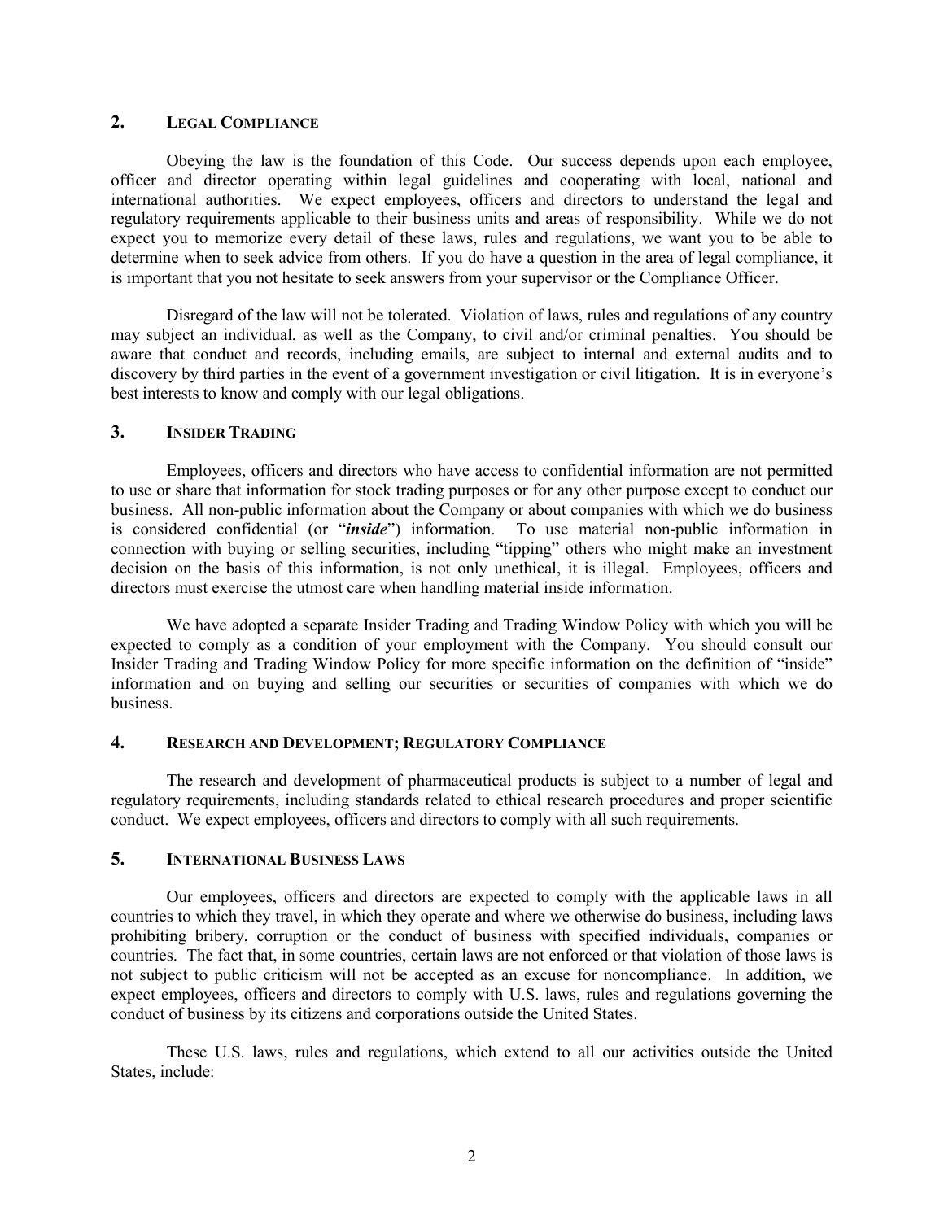## 2. LEGAL COMPLIANCE

Obeying the law is the foundation of this Code. Our success depends upon each employee, officer and director operating within legal guidelines and cooperating with local, national and international authorities. We expect employees, officers and directors to understand the legal and regulatory requirements applicable to their business units and areas of responsibility. While we do not expect you to memorize every detail of these laws, rules and regulations, we want you to be able to determine when to seek advice from others. If you do have a question in the area of legal compliance, it is important that you not hesitate to seek answers from your supervisor or the Compliance Officer.

Disregard of the law will not be tolerated. Violation of laws, rules and regulations of any country may subject an individual, as well as the Company, to civil and/or criminal penalties. You should be aware that conduct and records, including emails, are subject to internal and external audits and to discovery by third parties in the event of a government investigation or civil litigation. It is in everyone's best interests to know and comply with our legal obligations.

## 3. INSIDER TRADING

Employees, officers and directors who have access to confidential information are not permitted to use or share that information for stock trading purposes or for any other purpose except to conduct our business. All non-public information about the Company or about companies with which we do business is considered confidential (or "***inside***") information. To use material non-public information in connection with buying or selling securities, including "tipping" others who might make an investment decision on the basis of this information, is not only unethical, it is illegal. Employees, officers and directors must exercise the utmost care when handling material inside information.

We have adopted a separate Insider Trading and Trading Window Policy with which you will be expected to comply as a condition of your employment with the Company. You should consult our Insider Trading and Trading Window Policy for more specific information on the definition of "inside" information and on buying and selling our securities or securities of companies with which we do business.

## 4. RESEARCH AND DEVELOPMENT; REGULATORY COMPLIANCE

The research and development of pharmaceutical products is subject to a number of legal and regulatory requirements, including standards related to ethical research procedures and proper scientific conduct. We expect employees, officers and directors to comply with all such requirements.

## 5. INTERNATIONAL BUSINESS LAWS

Our employees, officers and directors are expected to comply with the applicable laws in all countries to which they travel, in which they operate and where we otherwise do business, including laws prohibiting bribery, corruption or the conduct of business with specified individuals, companies or countries. The fact that, in some countries, certain laws are not enforced or that violation of those laws is not subject to public criticism will not be accepted as an excuse for noncompliance. In addition, we expect employees, officers and directors to comply with U.S. laws, rules and regulations governing the conduct of business by its citizens and corporations outside the United States.

These U.S. laws, rules and regulations, which extend to all our activities outside the United States, include: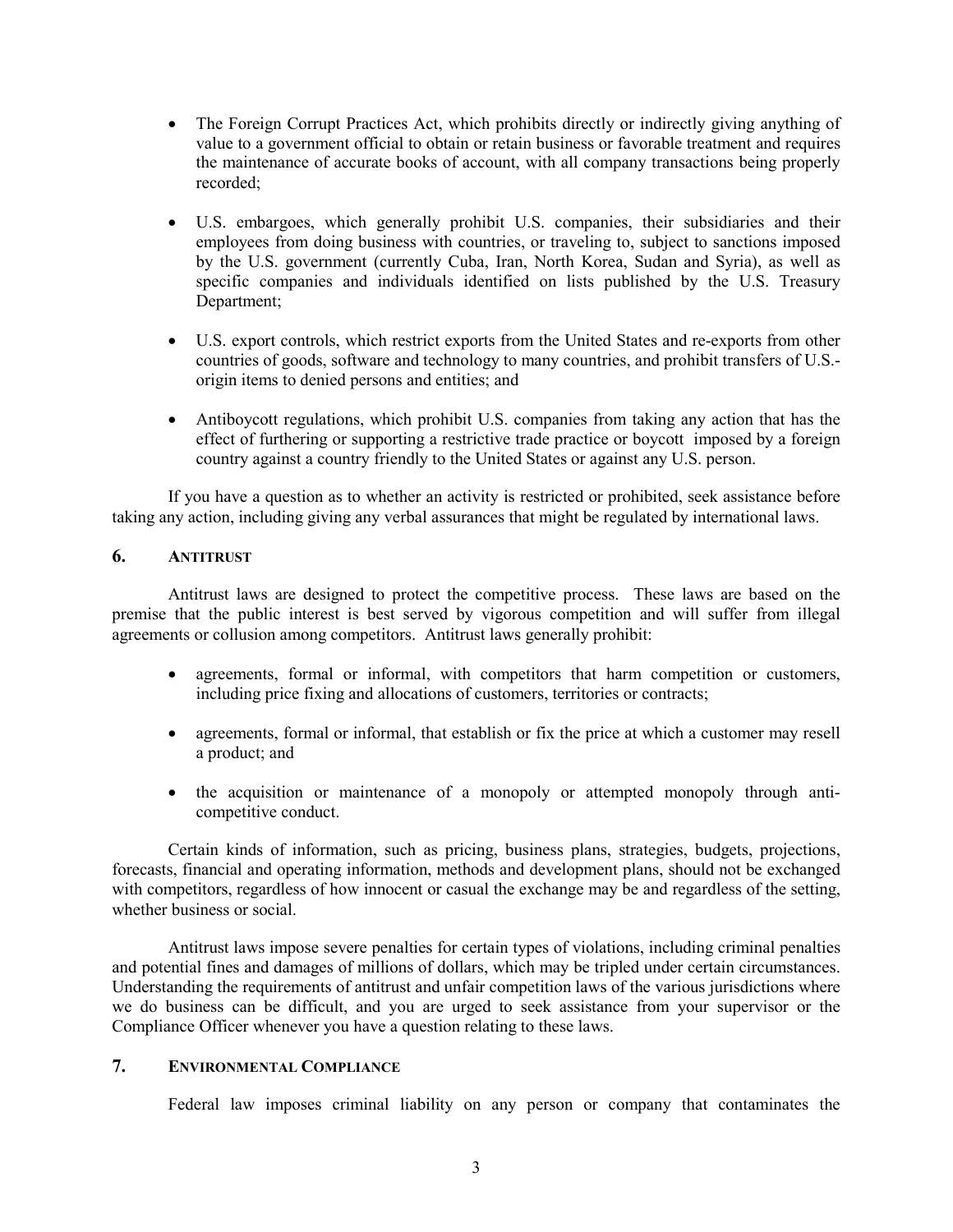- The Foreign Corrupt Practices Act, which prohibits directly or indirectly giving anything of value to a government official to obtain or retain business or favorable treatment and requires the maintenance of accurate books of account, with all company transactions being properly recorded;

- U.S. embargoes, which generally prohibit U.S. companies, their subsidiaries and their employees from doing business with countries, or traveling to, subject to sanctions imposed by the U.S. government (currently Cuba, Iran, North Korea, Sudan and Syria), as well as specific companies and individuals identified on lists published by the U.S. Treasury Department;

- U.S. export controls, which restrict exports from the United States and re-exports from other countries of goods, software and technology to many countries, and prohibit transfers of U.S.-origin items to denied persons and entities; and

- Antiboycott regulations, which prohibit U.S. companies from taking any action that has the effect of furthering or supporting a restrictive trade practice or boycott imposed by a foreign country against a country friendly to the United States or against any U.S. person.

If you have a question as to whether an activity is restricted or prohibited, seek assistance before taking any action, including giving any verbal assurances that might be regulated by international laws.

## 6. ANTITRUST

Antitrust laws are designed to protect the competitive process. These laws are based on the premise that the public interest is best served by vigorous competition and will suffer from illegal agreements or collusion among competitors. Antitrust laws generally prohibit:

- agreements, formal or informal, with competitors that harm competition or customers, including price fixing and allocations of customers, territories or contracts;

- agreements, formal or informal, that establish or fix the price at which a customer may resell a product; and

- the acquisition or maintenance of a monopoly or attempted monopoly through anti-competitive conduct.

Certain kinds of information, such as pricing, business plans, strategies, budgets, projections, forecasts, financial and operating information, methods and development plans, should not be exchanged with competitors, regardless of how innocent or casual the exchange may be and regardless of the setting, whether business or social.

Antitrust laws impose severe penalties for certain types of violations, including criminal penalties and potential fines and damages of millions of dollars, which may be tripled under certain circumstances. Understanding the requirements of antitrust and unfair competition laws of the various jurisdictions where we do business can be difficult, and you are urged to seek assistance from your supervisor or the Compliance Officer whenever you have a question relating to these laws.

## 7. ENVIRONMENTAL COMPLIANCE

Federal law imposes criminal liability on any person or company that contaminates the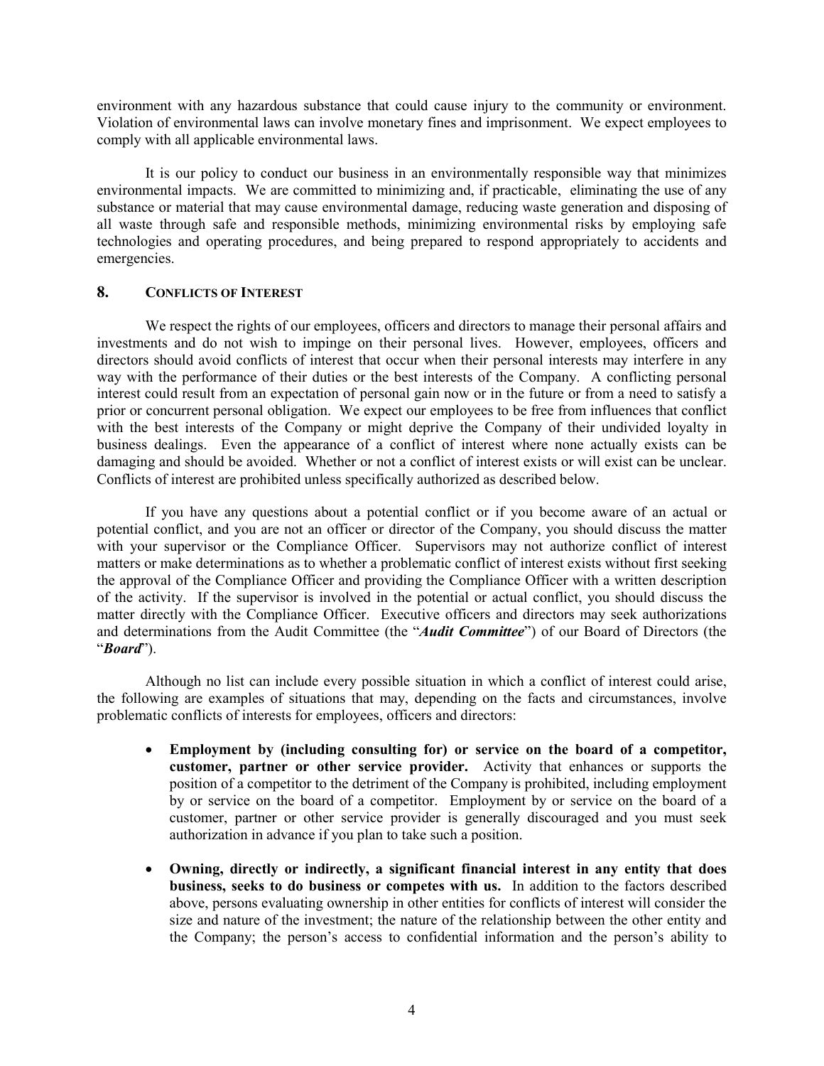environment with any hazardous substance that could cause injury to the community or environment. Violation of environmental laws can involve monetary fines and imprisonment. We expect employees to comply with all applicable environmental laws.

It is our policy to conduct our business in an environmentally responsible way that minimizes environmental impacts. We are committed to minimizing and, if practicable, eliminating the use of any substance or material that may cause environmental damage, reducing waste generation and disposing of all waste through safe and responsible methods, minimizing environmental risks by employing safe technologies and operating procedures, and being prepared to respond appropriately to accidents and emergencies.

## 8. CONFLICTS OF INTEREST

We respect the rights of our employees, officers and directors to manage their personal affairs and investments and do not wish to impinge on their personal lives. However, employees, officers and directors should avoid conflicts of interest that occur when their personal interests may interfere in any way with the performance of their duties or the best interests of the Company. A conflicting personal interest could result from an expectation of personal gain now or in the future or from a need to satisfy a prior or concurrent personal obligation. We expect our employees to be free from influences that conflict with the best interests of the Company or might deprive the Company of their undivided loyalty in business dealings. Even the appearance of a conflict of interest where none actually exists can be damaging and should be avoided. Whether or not a conflict of interest exists or will exist can be unclear. Conflicts of interest are prohibited unless specifically authorized as described below.

If you have any questions about a potential conflict or if you become aware of an actual or potential conflict, and you are not an officer or director of the Company, you should discuss the matter with your supervisor or the Compliance Officer. Supervisors may not authorize conflict of interest matters or make determinations as to whether a problematic conflict of interest exists without first seeking the approval of the Compliance Officer and providing the Compliance Officer with a written description of the activity. If the supervisor is involved in the potential or actual conflict, you should discuss the matter directly with the Compliance Officer. Executive officers and directors may seek authorizations and determinations from the Audit Committee (the "***Audit Committee***") of our Board of Directors (the "***Board***").

Although no list can include every possible situation in which a conflict of interest could arise, the following are examples of situations that may, depending on the facts and circumstances, involve problematic conflicts of interests for employees, officers and directors:

- **Employment by (including consulting for) or service on the board of a competitor, customer, partner or other service provider.** Activity that enhances or supports the position of a competitor to the detriment of the Company is prohibited, including employment by or service on the board of a competitor. Employment by or service on the board of a customer, partner or other service provider is generally discouraged and you must seek authorization in advance if you plan to take such a position.

- **Owning, directly or indirectly, a significant financial interest in any entity that does business, seeks to do business or competes with us.** In addition to the factors described above, persons evaluating ownership in other entities for conflicts of interest will consider the size and nature of the investment; the nature of the relationship between the other entity and the Company; the person's access to confidential information and the person's ability to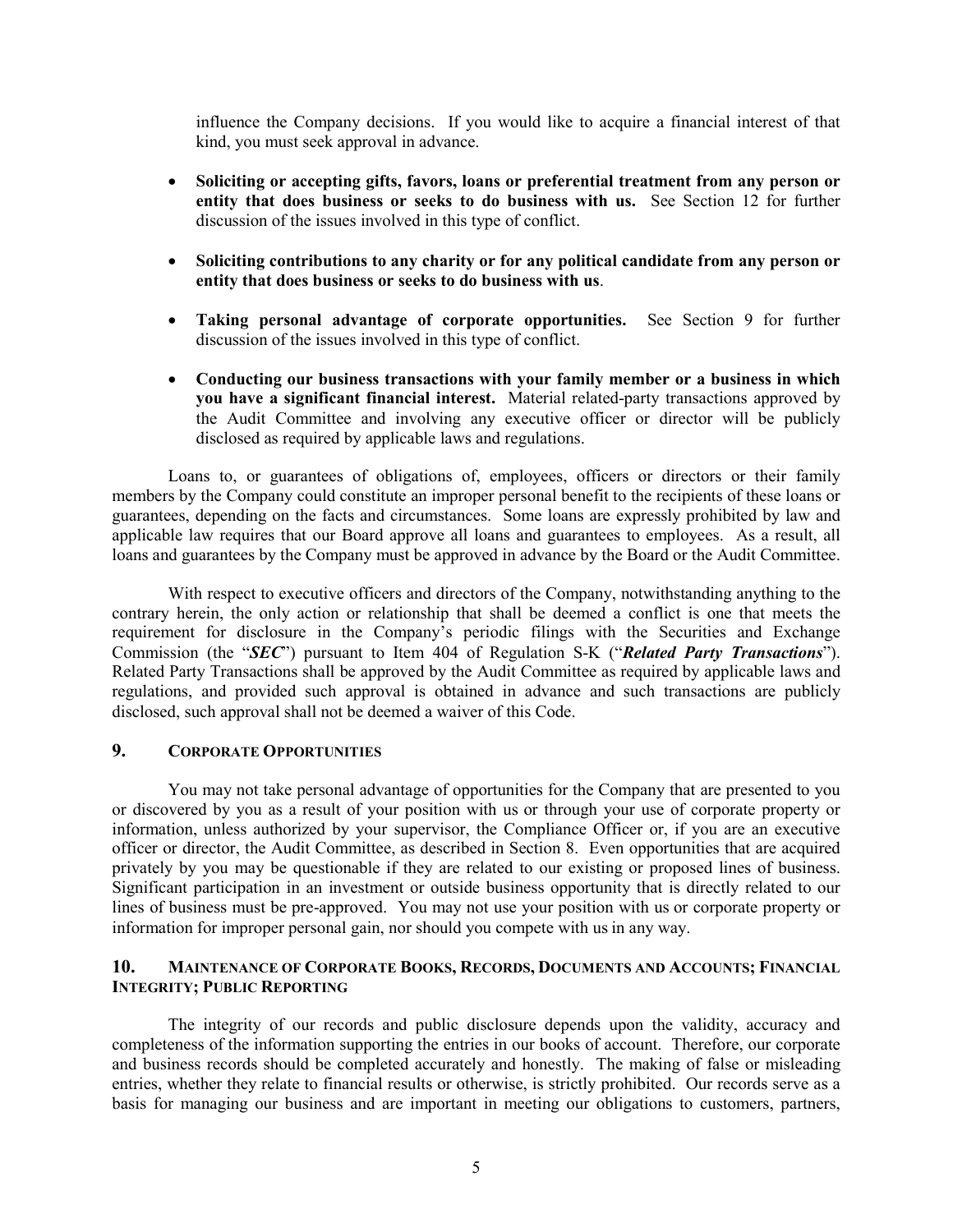influence the Company decisions. If you would like to acquire a financial interest of that kind, you must seek approval in advance.

- **Soliciting or accepting gifts, favors, loans or preferential treatment from any person or entity that does business or seeks to do business with us.** See Section 12 for further discussion of the issues involved in this type of conflict.
- **Soliciting contributions to any charity or for any political candidate from any person or entity that does business or seeks to do business with us**.
- **Taking personal advantage of corporate opportunities.** See Section 9 for further discussion of the issues involved in this type of conflict.
- **Conducting our business transactions with your family member or a business in which you have a significant financial interest.** Material related-party transactions approved by the Audit Committee and involving any executive officer or director will be publicly disclosed as required by applicable laws and regulations.

Loans to, or guarantees of obligations of, employees, officers or directors or their family members by the Company could constitute an improper personal benefit to the recipients of these loans or guarantees, depending on the facts and circumstances. Some loans are expressly prohibited by law and applicable law requires that our Board approve all loans and guarantees to employees. As a result, all loans and guarantees by the Company must be approved in advance by the Board or the Audit Committee.

With respect to executive officers and directors of the Company, notwithstanding anything to the contrary herein, the only action or relationship that shall be deemed a conflict is one that meets the requirement for disclosure in the Company's periodic filings with the Securities and Exchange Commission (the "***SEC***") pursuant to Item 404 of Regulation S-K ("***Related Party Transactions***"). Related Party Transactions shall be approved by the Audit Committee as required by applicable laws and regulations, and provided such approval is obtained in advance and such transactions are publicly disclosed, such approval shall not be deemed a waiver of this Code.

## 9. Corporate Opportunities

You may not take personal advantage of opportunities for the Company that are presented to you or discovered by you as a result of your position with us or through your use of corporate property or information, unless authorized by your supervisor, the Compliance Officer or, if you are an executive officer or director, the Audit Committee, as described in Section 8. Even opportunities that are acquired privately by you may be questionable if they are related to our existing or proposed lines of business. Significant participation in an investment or outside business opportunity that is directly related to our lines of business must be pre-approved. You may not use your position with us or corporate property or information for improper personal gain, nor should you compete with us in any way.

## 10. Maintenance of Corporate Books, Records, Documents and Accounts; Financial Integrity; Public Reporting

The integrity of our records and public disclosure depends upon the validity, accuracy and completeness of the information supporting the entries in our books of account. Therefore, our corporate and business records should be completed accurately and honestly. The making of false or misleading entries, whether they relate to financial results or otherwise, is strictly prohibited. Our records serve as a basis for managing our business and are important in meeting our obligations to customers, partners,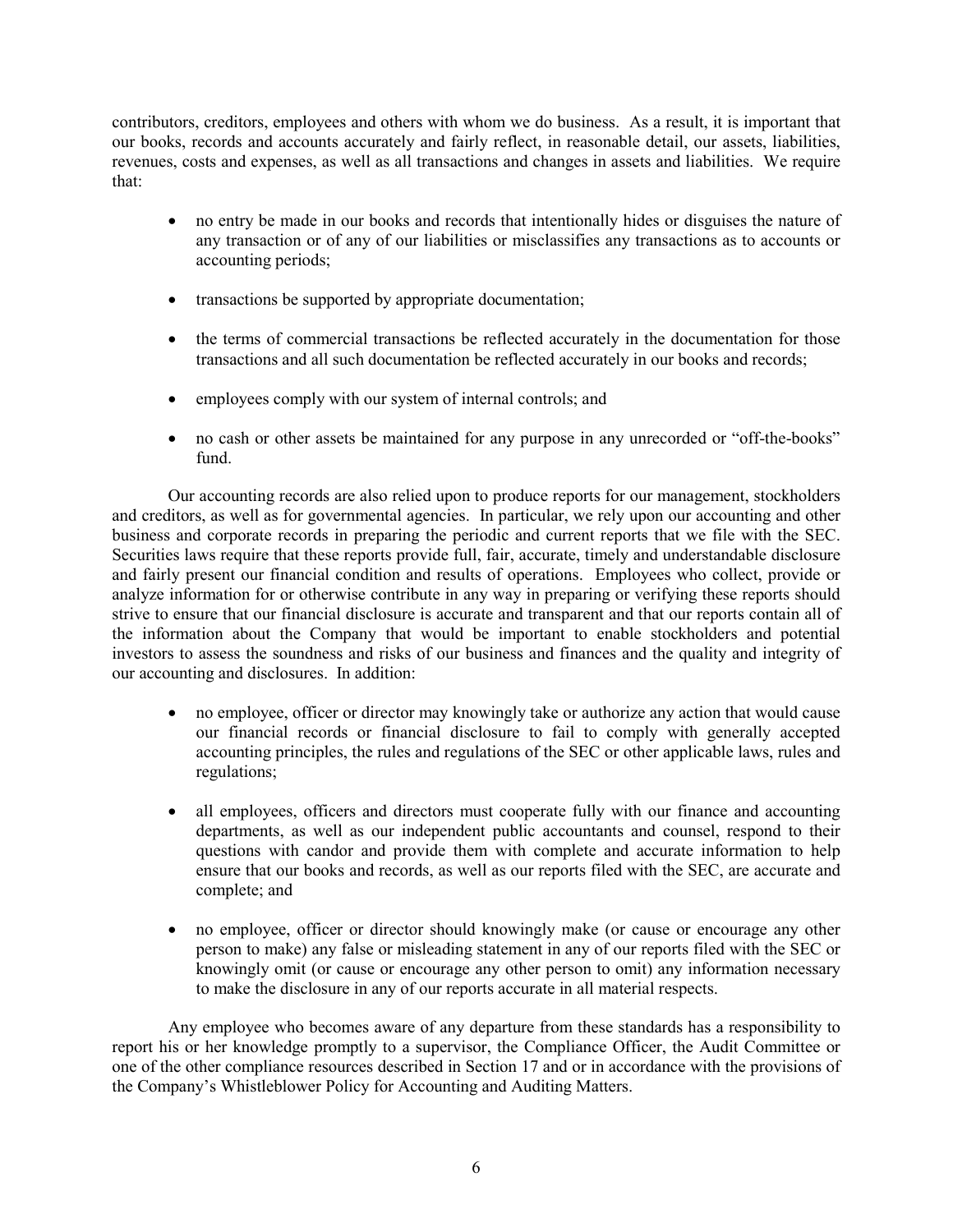contributors, creditors, employees and others with whom we do business. As a result, it is important that our books, records and accounts accurately and fairly reflect, in reasonable detail, our assets, liabilities, revenues, costs and expenses, as well as all transactions and changes in assets and liabilities. We require that:

- no entry be made in our books and records that intentionally hides or disguises the nature of any transaction or of any of our liabilities or misclassifies any transactions as to accounts or accounting periods;
- transactions be supported by appropriate documentation;
- the terms of commercial transactions be reflected accurately in the documentation for those transactions and all such documentation be reflected accurately in our books and records;
- employees comply with our system of internal controls; and
- no cash or other assets be maintained for any purpose in any unrecorded or "off-the-books" fund.

Our accounting records are also relied upon to produce reports for our management, stockholders and creditors, as well as for governmental agencies. In particular, we rely upon our accounting and other business and corporate records in preparing the periodic and current reports that we file with the SEC. Securities laws require that these reports provide full, fair, accurate, timely and understandable disclosure and fairly present our financial condition and results of operations. Employees who collect, provide or analyze information for or otherwise contribute in any way in preparing or verifying these reports should strive to ensure that our financial disclosure is accurate and transparent and that our reports contain all of the information about the Company that would be important to enable stockholders and potential investors to assess the soundness and risks of our business and finances and the quality and integrity of our accounting and disclosures. In addition:

- no employee, officer or director may knowingly take or authorize any action that would cause our financial records or financial disclosure to fail to comply with generally accepted accounting principles, the rules and regulations of the SEC or other applicable laws, rules and regulations;
- all employees, officers and directors must cooperate fully with our finance and accounting departments, as well as our independent public accountants and counsel, respond to their questions with candor and provide them with complete and accurate information to help ensure that our books and records, as well as our reports filed with the SEC, are accurate and complete; and
- no employee, officer or director should knowingly make (or cause or encourage any other person to make) any false or misleading statement in any of our reports filed with the SEC or knowingly omit (or cause or encourage any other person to omit) any information necessary to make the disclosure in any of our reports accurate in all material respects.

Any employee who becomes aware of any departure from these standards has a responsibility to report his or her knowledge promptly to a supervisor, the Compliance Officer, the Audit Committee or one of the other compliance resources described in Section 17 and or in accordance with the provisions of the Company's Whistleblower Policy for Accounting and Auditing Matters.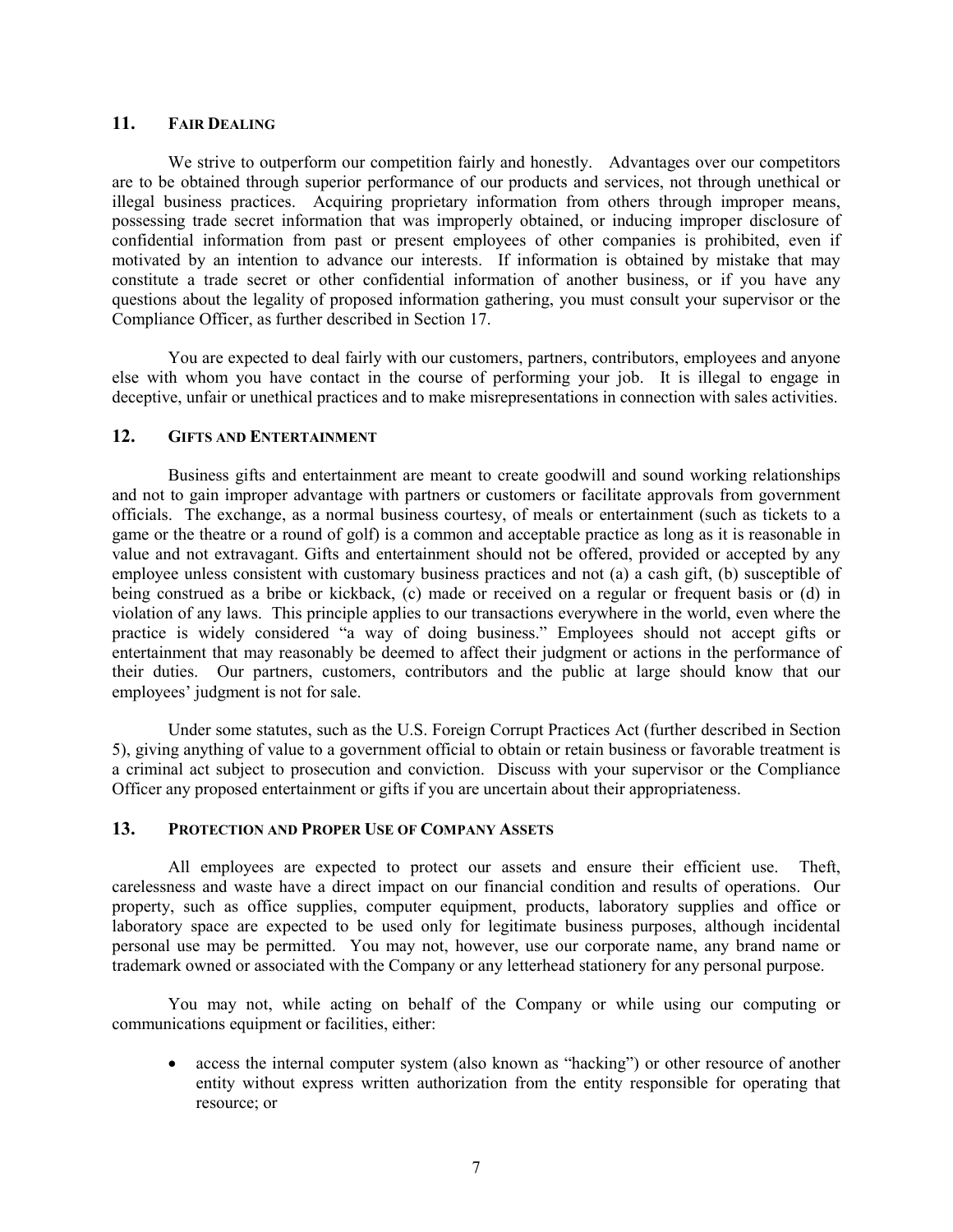## 11. FAIR DEALING

We strive to outperform our competition fairly and honestly. Advantages over our competitors are to be obtained through superior performance of our products and services, not through unethical or illegal business practices. Acquiring proprietary information from others through improper means, possessing trade secret information that was improperly obtained, or inducing improper disclosure of confidential information from past or present employees of other companies is prohibited, even if motivated by an intention to advance our interests. If information is obtained by mistake that may constitute a trade secret or other confidential information of another business, or if you have any questions about the legality of proposed information gathering, you must consult your supervisor or the Compliance Officer, as further described in Section 17.

You are expected to deal fairly with our customers, partners, contributors, employees and anyone else with whom you have contact in the course of performing your job. It is illegal to engage in deceptive, unfair or unethical practices and to make misrepresentations in connection with sales activities.

## 12. GIFTS AND ENTERTAINMENT

Business gifts and entertainment are meant to create goodwill and sound working relationships and not to gain improper advantage with partners or customers or facilitate approvals from government officials. The exchange, as a normal business courtesy, of meals or entertainment (such as tickets to a game or the theatre or a round of golf) is a common and acceptable practice as long as it is reasonable in value and not extravagant. Gifts and entertainment should not be offered, provided or accepted by any employee unless consistent with customary business practices and not (a) a cash gift, (b) susceptible of being construed as a bribe or kickback, (c) made or received on a regular or frequent basis or (d) in violation of any laws. This principle applies to our transactions everywhere in the world, even where the practice is widely considered "a way of doing business." Employees should not accept gifts or entertainment that may reasonably be deemed to affect their judgment or actions in the performance of their duties. Our partners, customers, contributors and the public at large should know that our employees' judgment is not for sale.

Under some statutes, such as the U.S. Foreign Corrupt Practices Act (further described in Section 5), giving anything of value to a government official to obtain or retain business or favorable treatment is a criminal act subject to prosecution and conviction. Discuss with your supervisor or the Compliance Officer any proposed entertainment or gifts if you are uncertain about their appropriateness.

## 13. PROTECTION AND PROPER USE OF COMPANY ASSETS

All employees are expected to protect our assets and ensure their efficient use. Theft, carelessness and waste have a direct impact on our financial condition and results of operations. Our property, such as office supplies, computer equipment, products, laboratory supplies and office or laboratory space are expected to be used only for legitimate business purposes, although incidental personal use may be permitted. You may not, however, use our corporate name, any brand name or trademark owned or associated with the Company or any letterhead stationery for any personal purpose.

You may not, while acting on behalf of the Company or while using our computing or communications equipment or facilities, either:

- access the internal computer system (also known as "hacking") or other resource of another entity without express written authorization from the entity responsible for operating that resource; or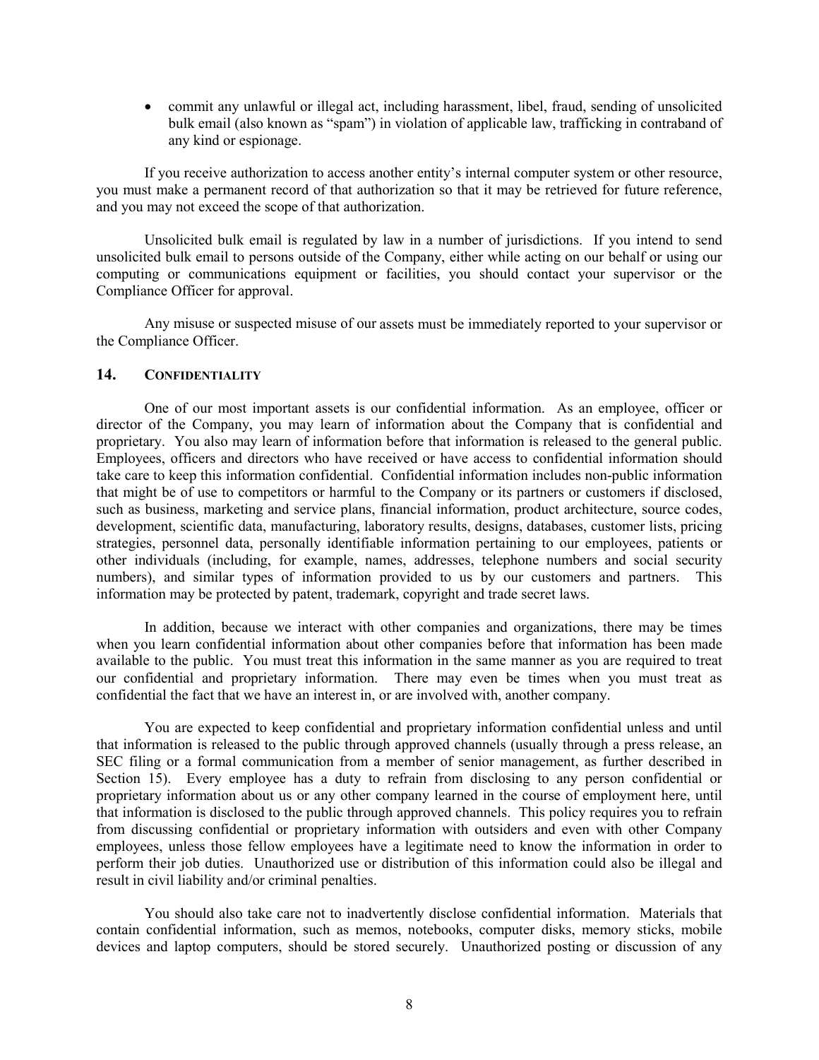- commit any unlawful or illegal act, including harassment, libel, fraud, sending of unsolicited bulk email (also known as "spam") in violation of applicable law, trafficking in contraband of any kind or espionage.

If you receive authorization to access another entity's internal computer system or other resource, you must make a permanent record of that authorization so that it may be retrieved for future reference, and you may not exceed the scope of that authorization.

Unsolicited bulk email is regulated by law in a number of jurisdictions. If you intend to send unsolicited bulk email to persons outside of the Company, either while acting on our behalf or using our computing or communications equipment or facilities, you should contact your supervisor or the Compliance Officer for approval.

Any misuse or suspected misuse of our assets must be immediately reported to your supervisor or the Compliance Officer.

## 14. CONFIDENTIALITY

One of our most important assets is our confidential information. As an employee, officer or director of the Company, you may learn of information about the Company that is confidential and proprietary. You also may learn of information before that information is released to the general public. Employees, officers and directors who have received or have access to confidential information should take care to keep this information confidential. Confidential information includes non-public information that might be of use to competitors or harmful to the Company or its partners or customers if disclosed, such as business, marketing and service plans, financial information, product architecture, source codes, development, scientific data, manufacturing, laboratory results, designs, databases, customer lists, pricing strategies, personnel data, personally identifiable information pertaining to our employees, patients or other individuals (including, for example, names, addresses, telephone numbers and social security numbers), and similar types of information provided to us by our customers and partners. This information may be protected by patent, trademark, copyright and trade secret laws.

In addition, because we interact with other companies and organizations, there may be times when you learn confidential information about other companies before that information has been made available to the public. You must treat this information in the same manner as you are required to treat our confidential and proprietary information. There may even be times when you must treat as confidential the fact that we have an interest in, or are involved with, another company.

You are expected to keep confidential and proprietary information confidential unless and until that information is released to the public through approved channels (usually through a press release, an SEC filing or a formal communication from a member of senior management, as further described in Section 15). Every employee has a duty to refrain from disclosing to any person confidential or proprietary information about us or any other company learned in the course of employment here, until that information is disclosed to the public through approved channels. This policy requires you to refrain from discussing confidential or proprietary information with outsiders and even with other Company employees, unless those fellow employees have a legitimate need to know the information in order to perform their job duties. Unauthorized use or distribution of this information could also be illegal and result in civil liability and/or criminal penalties.

You should also take care not to inadvertently disclose confidential information. Materials that contain confidential information, such as memos, notebooks, computer disks, memory sticks, mobile devices and laptop computers, should be stored securely. Unauthorized posting or discussion of any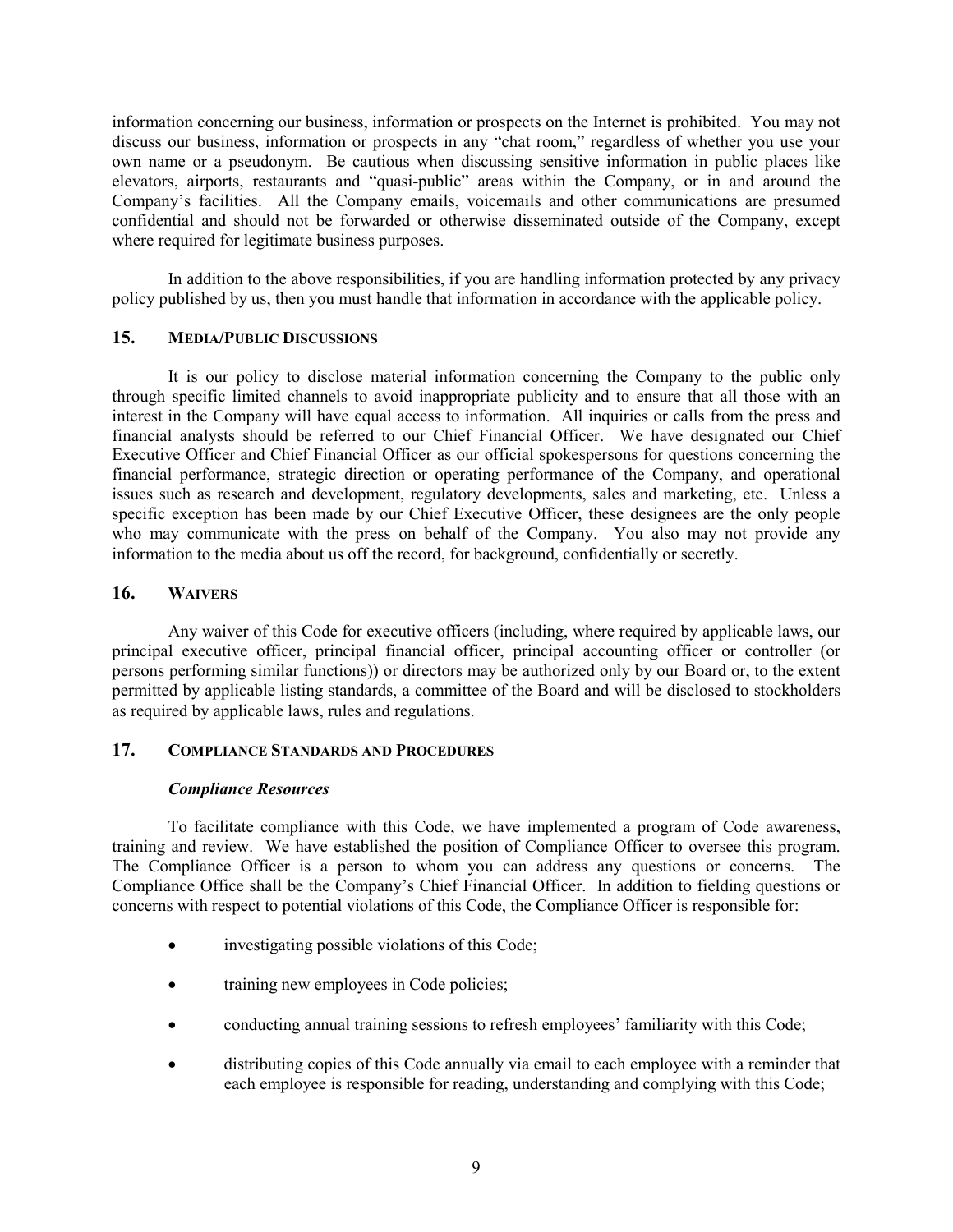information concerning our business, information or prospects on the Internet is prohibited. You may not discuss our business, information or prospects in any "chat room," regardless of whether you use your own name or a pseudonym. Be cautious when discussing sensitive information in public places like elevators, airports, restaurants and "quasi-public" areas within the Company, or in and around the Company's facilities. All the Company emails, voicemails and other communications are presumed confidential and should not be forwarded or otherwise disseminated outside of the Company, except where required for legitimate business purposes.

In addition to the above responsibilities, if you are handling information protected by any privacy policy published by us, then you must handle that information in accordance with the applicable policy.

## 15. MEDIA/PUBLIC DISCUSSIONS

It is our policy to disclose material information concerning the Company to the public only through specific limited channels to avoid inappropriate publicity and to ensure that all those with an interest in the Company will have equal access to information. All inquiries or calls from the press and financial analysts should be referred to our Chief Financial Officer. We have designated our Chief Executive Officer and Chief Financial Officer as our official spokespersons for questions concerning the financial performance, strategic direction or operating performance of the Company, and operational issues such as research and development, regulatory developments, sales and marketing, etc. Unless a specific exception has been made by our Chief Executive Officer, these designees are the only people who may communicate with the press on behalf of the Company. You also may not provide any information to the media about us off the record, for background, confidentially or secretly.

## 16. WAIVERS

Any waiver of this Code for executive officers (including, where required by applicable laws, our principal executive officer, principal financial officer, principal accounting officer or controller (or persons performing similar functions)) or directors may be authorized only by our Board or, to the extent permitted by applicable listing standards, a committee of the Board and will be disclosed to stockholders as required by applicable laws, rules and regulations.

## 17. COMPLIANCE STANDARDS AND PROCEDURES

***Compliance Resources***

To facilitate compliance with this Code, we have implemented a program of Code awareness, training and review. We have established the position of Compliance Officer to oversee this program. The Compliance Officer is a person to whom you can address any questions or concerns. The Compliance Office shall be the Company's Chief Financial Officer. In addition to fielding questions or concerns with respect to potential violations of this Code, the Compliance Officer is responsible for:

- investigating possible violations of this Code;
- training new employees in Code policies;
- conducting annual training sessions to refresh employees' familiarity with this Code;
- distributing copies of this Code annually via email to each employee with a reminder that each employee is responsible for reading, understanding and complying with this Code;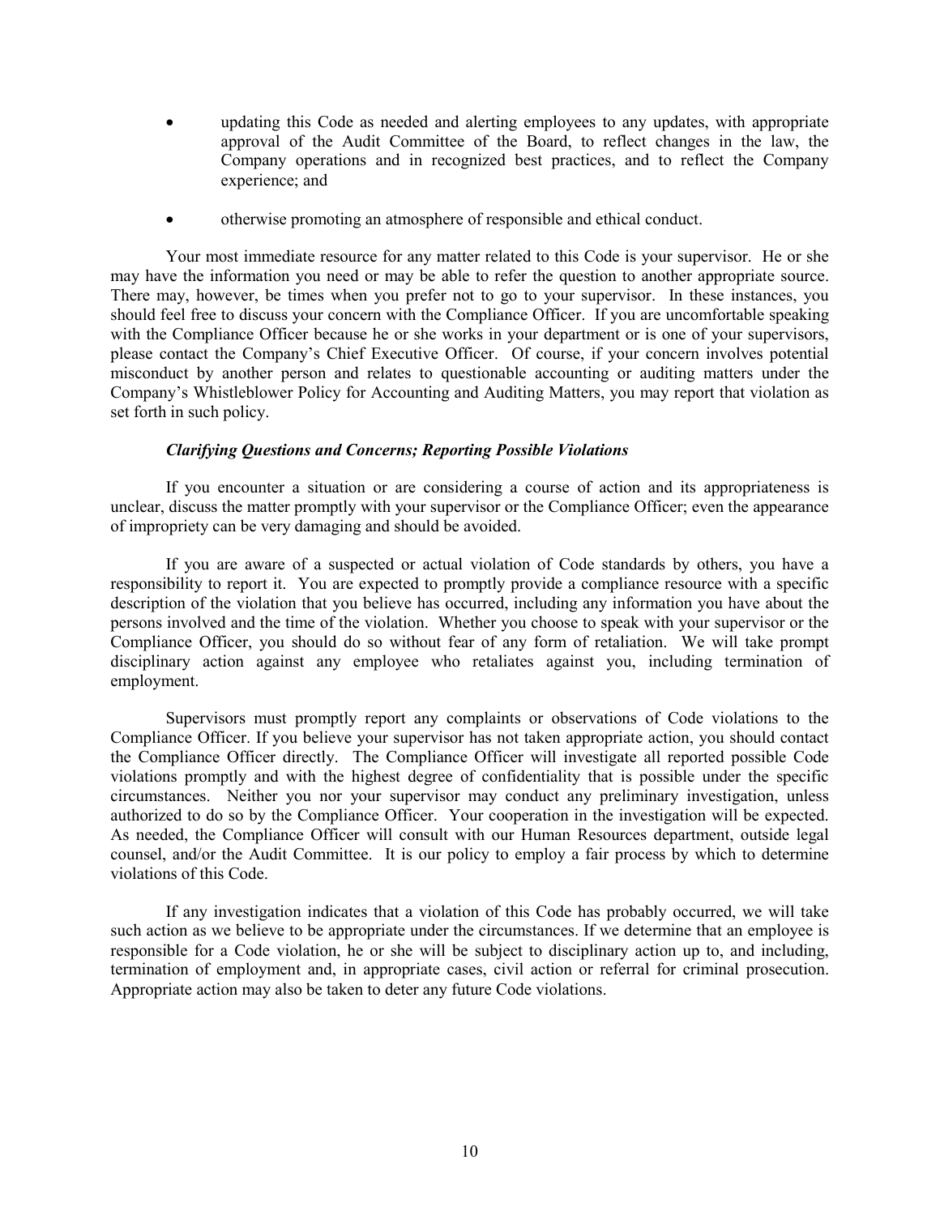- updating this Code as needed and alerting employees to any updates, with appropriate approval of the Audit Committee of the Board, to reflect changes in the law, the Company operations and in recognized best practices, and to reflect the Company experience; and
- otherwise promoting an atmosphere of responsible and ethical conduct.

Your most immediate resource for any matter related to this Code is your supervisor. He or she may have the information you need or may be able to refer the question to another appropriate source. There may, however, be times when you prefer not to go to your supervisor. In these instances, you should feel free to discuss your concern with the Compliance Officer. If you are uncomfortable speaking with the Compliance Officer because he or she works in your department or is one of your supervisors, please contact the Company's Chief Executive Officer. Of course, if your concern involves potential misconduct by another person and relates to questionable accounting or auditing matters under the Company's Whistleblower Policy for Accounting and Auditing Matters, you may report that violation as set forth in such policy.

***Clarifying Questions and Concerns; Reporting Possible Violations***

If you encounter a situation or are considering a course of action and its appropriateness is unclear, discuss the matter promptly with your supervisor or the Compliance Officer; even the appearance of impropriety can be very damaging and should be avoided.

If you are aware of a suspected or actual violation of Code standards by others, you have a responsibility to report it. You are expected to promptly provide a compliance resource with a specific description of the violation that you believe has occurred, including any information you have about the persons involved and the time of the violation. Whether you choose to speak with your supervisor or the Compliance Officer, you should do so without fear of any form of retaliation. We will take prompt disciplinary action against any employee who retaliates against you, including termination of employment.

Supervisors must promptly report any complaints or observations of Code violations to the Compliance Officer. If you believe your supervisor has not taken appropriate action, you should contact the Compliance Officer directly. The Compliance Officer will investigate all reported possible Code violations promptly and with the highest degree of confidentiality that is possible under the specific circumstances. Neither you nor your supervisor may conduct any preliminary investigation, unless authorized to do so by the Compliance Officer. Your cooperation in the investigation will be expected. As needed, the Compliance Officer will consult with our Human Resources department, outside legal counsel, and/or the Audit Committee. It is our policy to employ a fair process by which to determine violations of this Code.

If any investigation indicates that a violation of this Code has probably occurred, we will take such action as we believe to be appropriate under the circumstances. If we determine that an employee is responsible for a Code violation, he or she will be subject to disciplinary action up to, and including, termination of employment and, in appropriate cases, civil action or referral for criminal prosecution. Appropriate action may also be taken to deter any future Code violations.